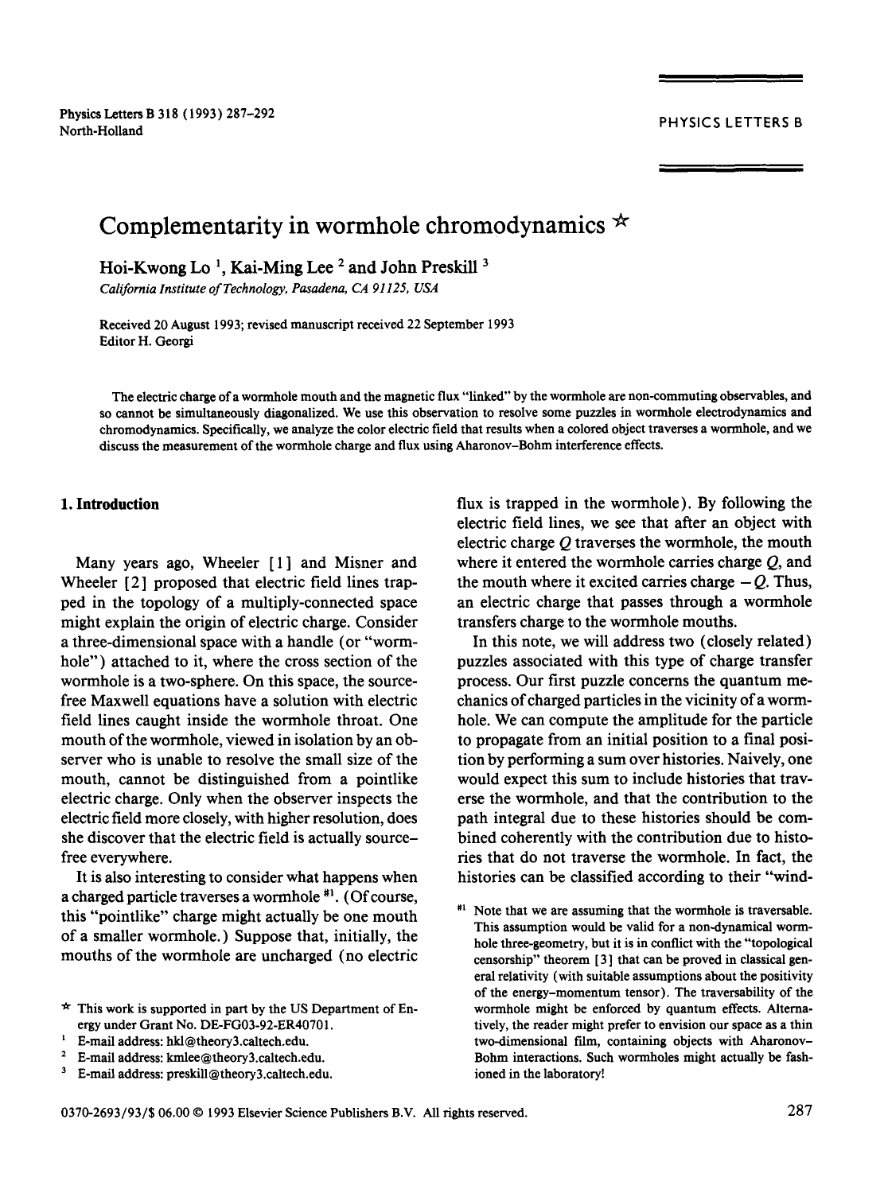# Complementarity in wormhole chromodynamics ☆

Hoi-Kwong Lo [1], Kai-Ming Lee [2] and John Preskill [3]

*California Institute of Technology, Pasadena, CA 91125, USA*

Received 20 August 1993; revised manuscript received 22 September 1993
Editor H. Georgi

The electric charge of a wormhole mouth and the magnetic flux "linked" by the wormhole are non-commuting observables, and so cannot be simultaneously diagonalized. We use this observation to resolve some puzzles in wormhole electrodynamics and chromodynamics. Specifically, we analyze the color electric field that results when a colored object traverses a wormhole, and we discuss the measurement of the wormhole charge and flux using Aharonov–Bohm interference effects.

## 1. Introduction

Many years ago, Wheeler [1] and Misner and Wheeler [2] proposed that electric field lines trapped in the topology of a multiply-connected space might explain the origin of electric charge. Consider a three-dimensional space with a handle (or "wormhole") attached to it, where the cross section of the wormhole is a two-sphere. On this space, the source-free Maxwell equations have a solution with electric field lines caught inside the wormhole throat. One mouth of the wormhole, viewed in isolation by an observer who is unable to resolve the small size of the mouth, cannot be distinguished from a pointlike electric charge. Only when the observer inspects the electric field more closely, with higher resolution, does she discover that the electric field is actually source-free everywhere.

It is also interesting to consider what happens when a charged particle traverses a wormhole [#1]. (Of course, this "pointlike" charge might actually be one mouth of a smaller wormhole.) Suppose that, initially, the mouths of the wormhole are uncharged (no electric flux is trapped in the wormhole). By following the electric field lines, we see that after an object with electric charge $Q$ traverses the wormhole, the mouth where it entered the wormhole carries charge $Q$, and the mouth where it excited carries charge $-Q$. Thus, an electric charge that passes through a wormhole transfers charge to the wormhole mouths.

In this note, we will address two (closely related) puzzles associated with this type of charge transfer process. Our first puzzle concerns the quantum mechanics of charged particles in the vicinity of a wormhole. We can compute the amplitude for the particle to propagate from an initial position to a final position by performing a sum over histories. Naively, one would expect this sum to include histories that traverse the wormhole, and that the contribution to the path integral due to these histories should be combined coherently with the contribution due to histories that do not traverse the wormhole. In fact, the histories can be classified according to their "wind-

---

☆ This work is supported in part by the US Department of Energy under Grant No. DE-FG03-92-ER40701.

[1] E-mail address: hkl@theory3.caltech.edu.

[2] E-mail address: kmlee@theory3.caltech.edu.

[3] E-mail address: preskill@theory3.caltech.edu.

[#1] Note that we are assuming that the wormhole is traversable. This assumption would be valid for a non-dynamical wormhole three-geometry, but it is in conflict with the "topological censorship" theorem [3] that can be proved in classical general relativity (with suitable assumptions about the positivity of the energy-momentum tensor). The traversability of the wormhole might be enforced by quantum effects. Alternatively, the reader might prefer to envision our space as a thin two-dimensional film, containing objects with Aharonov-Bohm interactions. Such wormholes might actually be fashioned in the laboratory!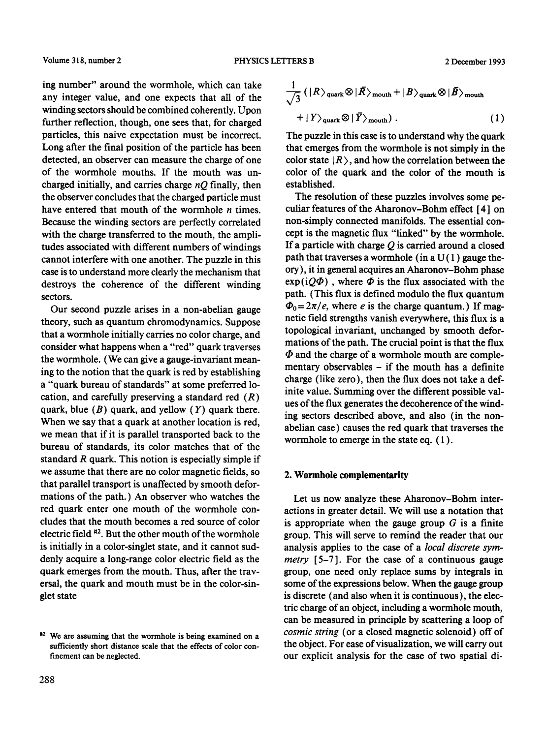ing number" around the wormhole, which can take any integer value, and one expects that all of the winding sectors should be combined coherently. Upon further reflection, though, one sees that, for charged particles, this naive expectation must be incorrect. Long after the final position of the particle has been detected, an observer can measure the charge of one of the wormhole mouths. If the mouth was uncharged initially, and carries charge $nQ$ finally, then the observer concludes that the charged particle must have entered that mouth of the wormhole $n$ times. Because the winding sectors are perfectly correlated with the charge transferred to the mouth, the amplitudes associated with different numbers of windings cannot interfere with one another. The puzzle in this case is to understand more clearly the mechanism that destroys the coherence of the different winding sectors.

Our second puzzle arises in a non-abelian gauge theory, such as quantum chromodynamics. Suppose that a wormhole initially carries no color charge, and consider what happens when a "red" quark traverses the wormhole. (We can give a gauge-invariant meaning to the notion that the quark is red by establishing a "quark bureau of standards" at some preferred location, and carefully preserving a standard red ($R$) quark, blue ($B$) quark, and yellow ($Y$) quark there. When we say that a quark at another location is red, we mean that if it is parallel transported back to the bureau of standards, its color matches that of the standard $R$ quark. This notion is especially simple if we assume that there are no color magnetic fields, so that parallel transport is unaffected by smooth deformations of the path.) An observer who watches the red quark enter one mouth of the wormhole concludes that the mouth becomes a red source of color electric field [#2]. But the other mouth of the wormhole is initially in a color-singlet state, and it cannot suddenly acquire a long-range color electric field as the quark emerges from the mouth. Thus, after the traversal, the quark and mouth must be in the color-singlet state

$$\frac{1}{\sqrt{3}}\left(|R\rangle_{\text{quark}}\otimes|\bar{R}\rangle_{\text{mouth}}+|B\rangle_{\text{quark}}\otimes|\bar{B}\rangle_{\text{mouth}}+|Y\rangle_{\text{quark}}\otimes|\bar{Y}\rangle_{\text{mouth}}\right). \tag{1}$$

The puzzle in this case is to understand why the quark that emerges from the wormhole is not simply in the color state $|R\rangle$, and how the correlation between the color of the quark and the color of the mouth is established.

The resolution of these puzzles involves some peculiar features of the Aharonov–Bohm effect [4] on non-simply connected manifolds. The essential concept is the magnetic flux "linked" by the wormhole. If a particle with charge $Q$ is carried around a closed path that traverses a wormhole (in a U(1) gauge theory), it in general acquires an Aharonov–Bohm phase $\exp(iQ\Phi)$, where $\Phi$ is the flux associated with the path. (This flux is defined modulo the flux quantum $\Phi_0=2\pi/e$, where $e$ is the charge quantum.) If magnetic field strengths vanish everywhere, this flux is a topological invariant, unchanged by smooth deformations of the path. The crucial point is that the flux $\Phi$ and the charge of a wormhole mouth are complementary observables – if the mouth has a definite charge (like zero), then the flux does not take a definite value. Summing over the different possible values of the flux generates the decoherence of the winding sectors described above, and also (in the non-abelian case) causes the red quark that traverses the wormhole to emerge in the state eq. (1).

## 2. Wormhole complementarity

Let us now analyze these Aharonov–Bohm interactions in greater detail. We will use a notation that is appropriate when the gauge group $G$ is a finite group. This will serve to remind the reader that our analysis applies to the case of a *local discrete symmetry* [5–7]. For the case of a continuous gauge group, one need only replace sums by integrals in some of the expressions below. When the gauge group is discrete (and also when it is continuous), the electric charge of an object, including a wormhole mouth, can be measured in principle by scattering a loop of *cosmic string* (or a closed magnetic solenoid) off of the object. For ease of visualization, we will carry out our explicit analysis for the case of two spatial di-

[#2] We are assuming that the wormhole is being examined on a sufficiently short distance scale that the effects of color confinement can be neglected.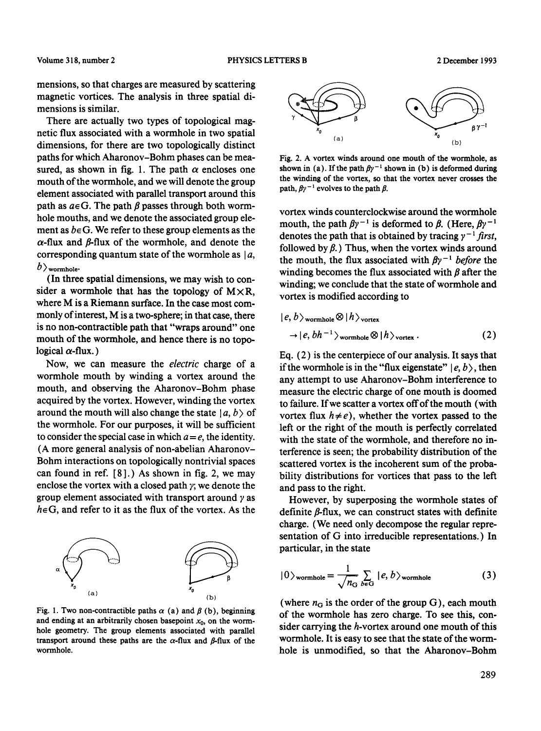mensions, so that charges are measured by scattering magnetic vortices. The analysis in three spatial dimensions is similar.

There are actually two types of topological magnetic flux associated with a wormhole in two spatial dimensions, for there are two topologically distinct paths for which Aharonov–Bohm phases can be measured, as shown in fig. 1. The path $\alpha$ encloses one mouth of the wormhole, and we will denote the group element associated with parallel transport around this path as $a\in G$. The path $\beta$ passes through both wormhole mouths, and we denote the associated group element as $b\in G$. We refer to these group elements as the $\alpha$-flux and $\beta$-flux of the wormhole, and denote the corresponding quantum state of the wormhole as $|a, b\rangle_{\text{wormhole}}$.

(In three spatial dimensions, we may wish to consider a wormhole that has the topology of M$\times$R, where M is a Riemann surface. In the case most commonly of interest, M is a two-sphere; in that case, there is no non-contractible path that "wraps around" one mouth of the wormhole, and hence there is no topological $\alpha$-flux.)

Now, we can measure the *electric* charge of a wormhole mouth by winding a vortex around the mouth, and observing the Aharonov–Bohm phase acquired by the vortex. However, winding the vortex around the mouth will also change the state $|a, b\rangle$ of the wormhole. For our purposes, it will be sufficient to consider the special case in which $a=e$, the identity. (A more general analysis of non-abelian Aharonov–Bohm interactions on topologically nontrivial spaces can found in ref. [8].) As shown in fig. 2, we may enclose the vortex with a closed path $\gamma$; we denote the group element associated with transport around $\gamma$ as $h\in G$, and refer to it as the flux of the vortex. As the vortex winds counterclockwise around the wormhole mouth, the path $\beta\gamma^{-1}$ is deformed to $\beta$. (Here, $\beta\gamma^{-1}$ denotes the path that is obtained by tracing $\gamma^{-1}$ *first*, followed by $\beta$.) Thus, when the vortex winds around the mouth, the flux associated with $\beta\gamma^{-1}$ *before* the winding becomes the flux associated with $\beta$ after the winding; we conclude that the state of wormhole and vortex is modified according to

$$|e, b\rangle_{\text{wormhole}} \otimes |h\rangle_{\text{vortex}} \rightarrow |e, bh^{-1}\rangle_{\text{wormhole}} \otimes |h\rangle_{\text{vortex}} . \quad (2)$$

Fig. 1. Two non-contractible paths $\alpha$ (a) and $\beta$ (b), beginning and ending at an arbitrarily chosen basepoint $x_0$, on the wormhole geometry. The group elements associated with parallel transport around these paths are the $\alpha$-flux and $\beta$-flux of the wormhole.

Fig. 2. A vortex winds around one mouth of the wormhole, as shown in (a). If the path $\beta\gamma^{-1}$ shown in (b) is deformed during the winding of the vortex, so that the vortex never crosses the path, $\beta\gamma^{-1}$ evolves to the path $\beta$.

Eq. (2) is the centerpiece of our analysis. It says that if the wormhole is in the "flux eigenstate" $|e, b\rangle$, then any attempt to use Aharonov–Bohm interference to measure the electric charge of one mouth is doomed to failure. If we scatter a vortex off of the mouth (with vortex flux $h\neq e$), whether the vortex passed to the left or the right of the mouth is perfectly correlated with the state of the wormhole, and therefore no interference is seen; the probability distribution of the scattered vortex is the incoherent sum of the probability distributions for vortices that pass to the left and pass to the right.

However, by superposing the wormhole states of definite $\beta$-flux, we can construct states with definite charge. (We need only decompose the regular representation of G into irreducible representations.) In particular, in the state

$$|0\rangle_{\text{wormhole}} = \frac{1}{\sqrt{n_G}} \sum_{b\in G} |e, b\rangle_{\text{wormhole}} \quad (3)$$

(where $n_G$ is the order of the group G), each mouth of the wormhole has zero charge. To see this, consider carrying the $h$-vortex around one mouth of this wormhole. It is easy to see that the state of the wormhole is unmodified, so that the Aharonov–Bohm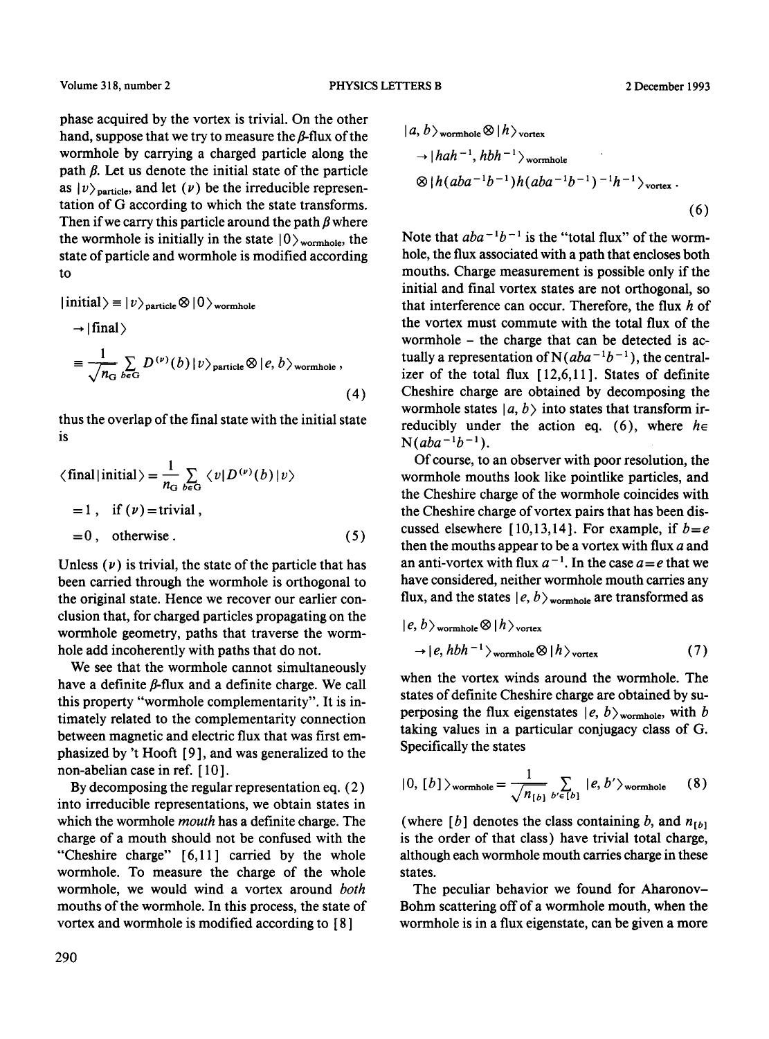phase acquired by the vortex is trivial. On the other hand, suppose that we try to measure the $\beta$-flux of the wormhole by carrying a charged particle along the path $\beta$. Let us denote the initial state of the particle as $|\nu\rangle_{\text{particle}}$, and let $(\nu)$ be the irreducible representation of G according to which the state transforms. Then if we carry this particle around the path $\beta$ where the wormhole is initially in the state $|0\rangle_{\text{wormhole}}$, the state of particle and wormhole is modified according to

$$|\text{initial}\rangle \equiv |\nu\rangle_{\text{particle}} \otimes |0\rangle_{\text{wormhole}}$$

$$\rightarrow |\text{final}\rangle$$

$$\equiv \frac{1}{\sqrt{n_G}} \sum_{b \in G} D^{(\nu)}(b) |\nu\rangle_{\text{particle}} \otimes |e, b\rangle_{\text{wormhole}} , \tag{4}$$

thus the overlap of the final state with the initial state is

$$\langle \text{final} | \text{initial} \rangle = \frac{1}{n_G} \sum_{b \in G} \langle \nu | D^{(\nu)}(b) | \nu \rangle$$

$$= 1 , \quad \text{if } (\nu) = \text{trivial} ,$$

$$= 0 , \quad \text{otherwise} . \tag{5}$$

Unless $(\nu)$ is trivial, the state of the particle that has been carried through the wormhole is orthogonal to the original state. Hence we recover our earlier conclusion that, for charged particles propagating on the wormhole geometry, paths that traverse the wormhole add incoherently with paths that do not.

We see that the wormhole cannot simultaneously have a definite $\beta$-flux and a definite charge. We call this property "wormhole complementarity". It is intimately related to the complementarity connection between magnetic and electric flux that was first emphasized by 't Hooft [9], and was generalized to the non-abelian case in ref. [10].

By decomposing the regular representation eq. (2) into irreducible representations, we obtain states in which the wormhole *mouth* has a definite charge. The charge of a mouth should not be confused with the "Cheshire charge" [6,11] carried by the whole wormhole. To measure the charge of the whole wormhole, we would wind a vortex around *both* mouths of the wormhole. In this process, the state of vortex and wormhole is modified according to [8]

$$|a, b\rangle_{\text{wormhole}} \otimes |h\rangle_{\text{vortex}}$$

$$\rightarrow |hah^{-1}, hbh^{-1}\rangle_{\text{wormhole}}$$

$$\otimes |h(aba^{-1}b^{-1})h(aba^{-1}b^{-1})^{-1}h^{-1}\rangle_{\text{vortex}} . \tag{6}$$

Note that $aba^{-1}b^{-1}$ is the "total flux" of the wormhole, the flux associated with a path that encloses both mouths. Charge measurement is possible only if the initial and final vortex states are not orthogonal, so that interference can occur. Therefore, the flux $h$ of the vortex must commute with the total flux of the wormhole – the charge that can be detected is actually a representation of $N(aba^{-1}b^{-1})$, the centralizer of the total flux [12,6,11]. States of definite Cheshire charge are obtained by decomposing the wormhole states $|a, b\rangle$ into states that transform irreducibly under the action eq. (6), where $h \in N(aba^{-1}b^{-1})$.

Of course, to an observer with poor resolution, the wormhole mouths look like pointlike particles, and the Cheshire charge of the wormhole coincides with the Cheshire charge of vortex pairs that has been discussed elsewhere [10,13,14]. For example, if $b = e$ then the mouths appear to be a vortex with flux $a$ and an anti-vortex with flux $a^{-1}$. In the case $a = e$ that we have considered, neither wormhole mouth carries any flux, and the states $|e, b\rangle_{\text{wormhole}}$ are transformed as

$$|e, b\rangle_{\text{wormhole}} \otimes |h\rangle_{\text{vortex}}$$

$$\rightarrow |e, hbh^{-1}\rangle_{\text{wormhole}} \otimes |h\rangle_{\text{vortex}} \tag{7}$$

when the vortex winds around the wormhole. The states of definite Cheshire charge are obtained by superposing the flux eigenstates $|e, b\rangle_{\text{wormhole}}$, with $b$ taking values in a particular conjugacy class of G. Specifically the states

$$|0, [b]\rangle_{\text{wormhole}} = \frac{1}{\sqrt{n_{[b]}}} \sum_{b' \in [b]} |e, b'\rangle_{\text{wormhole}} \tag{8}$$

(where $[b]$ denotes the class containing $b$, and $n_{[b]}$ is the order of that class) have trivial total charge, although each wormhole mouth carries charge in these states.

The peculiar behavior we found for Aharonov–Bohm scattering off of a wormhole mouth, when the wormhole is in a flux eigenstate, can be given a more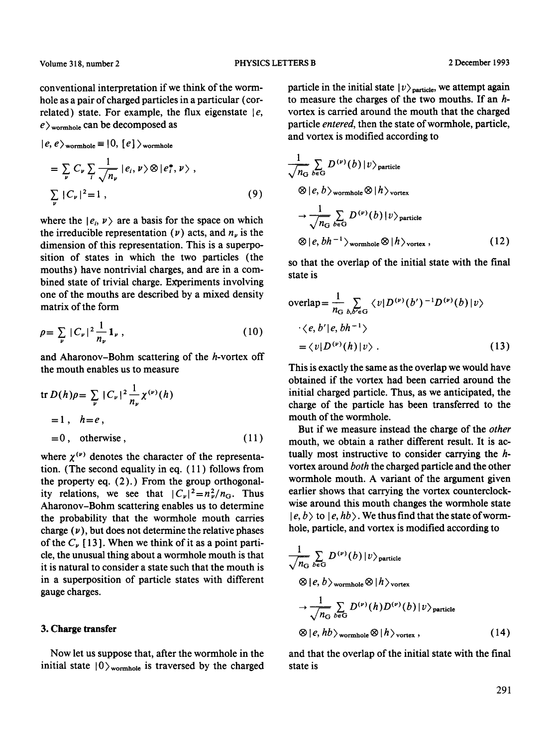conventional interpretation if we think of the wormhole as a pair of charged particles in a particular (correlated) state. For example, the flux eigenstate $|e, e\rangle_{\text{wormhole}}$ can be decomposed as

$$
\begin{aligned}
|e, e\rangle_{\text{wormhole}} &\equiv |0, [e]\rangle_{\text{wormhole}} \\
&= \sum_\nu C_\nu \sum_i \frac{1}{\sqrt{n_\nu}} |e_i, \nu\rangle \otimes |e_i^*, \nu\rangle , \\
\sum_\nu |C_\nu|^2 &= 1 , \qquad (9)
\end{aligned}
$$

where the $|e_i, \nu\rangle$ are a basis for the space on which the irreducible representation $(\nu)$ acts, and $n_\nu$ is the dimension of this representation. This is a superposition of states in which the two particles (the mouths) have nontrivial charges, and are in a combined state of trivial charge. Experiments involving one of the mouths are described by a mixed density matrix of the form

$$
\rho = \sum_\nu |C_\nu|^2 \frac{1}{n_\nu} \mathbf{1}_\nu , \qquad (10)
$$

and Aharonov–Bohm scattering of the $h$-vortex off the mouth enables us to measure

$$
\begin{aligned}
\operatorname{tr} D(h)\rho &= \sum_\nu |C_\nu|^2 \frac{1}{n_\nu} \chi^{(\nu)}(h) \\
&= 1 , \quad h = e , \\
&= 0 , \quad \text{otherwise} , \qquad (11)
\end{aligned}
$$

where $\chi^{(\nu)}$ denotes the character of the representation. (The second equality in eq. (11) follows from the property eq. (2).) From the group orthogonality relations, we see that $|C_\nu|^2 = n_\nu^2 / n_G$. Thus Aharonov–Bohm scattering enables us to determine the probability that the wormhole mouth carries charge $(\nu)$, but does not determine the relative phases of the $C_\nu$ [13]. When we think of it as a point particle, the unusual thing about a wormhole mouth is that it is natural to consider a state such that the mouth is in a superposition of particle states with different gauge charges.

### 3. Charge transfer

Now let us suppose that, after the wormhole in the initial state $|0\rangle_{\text{wormhole}}$ is traversed by the charged particle in the initial state $|v\rangle_{\text{particle}}$, we attempt again to measure the charges of the two mouths. If an $h$-vortex is carried around the mouth that the charged particle *entered*, then the state of wormhole, particle, and vortex is modified according to

$$
\begin{aligned}
&\frac{1}{\sqrt{n_G}} \sum_{b \in G} D^{(\nu)}(b) |v\rangle_{\text{particle}} \otimes |e, b\rangle_{\text{wormhole}} \otimes |h\rangle_{\text{vortex}} \\
&\to \frac{1}{\sqrt{n_G}} \sum_{b \in G} D^{(\nu)}(b) |v\rangle_{\text{particle}} \otimes |e, bh^{-1}\rangle_{\text{wormhole}} \otimes |h\rangle_{\text{vortex}} , \qquad (12)
\end{aligned}
$$

so that the overlap of the initial state with the final state is

$$
\begin{aligned}
\text{overlap} &= \frac{1}{n_G} \sum_{b, b' \in G} \langle v | D^{(\nu)}(b')^{-1} D^{(\nu)}(b) | v \rangle \cdot \langle e, b' | e, bh^{-1} \rangle \\
&= \langle v | D^{(\nu)}(h) | v \rangle . \qquad (13)
\end{aligned}
$$

This is exactly the same as the overlap we would have obtained if the vortex had been carried around the initial charged particle. Thus, as we anticipated, the charge of the particle has been transferred to the mouth of the wormhole.

But if we measure instead the charge of the *other* mouth, we obtain a rather different result. It is actually most instructive to consider carrying the $h$-vortex around *both* the charged particle and the other wormhole mouth. A variant of the argument given earlier shows that carrying the vortex counterclockwise around this mouth changes the wormhole state $|e, b\rangle$ to $|e, hb\rangle$. We thus find that the state of wormhole, particle, and vortex is modified according to

$$
\begin{aligned}
&\frac{1}{\sqrt{n_G}} \sum_{b \in G} D^{(\nu)}(b) |v\rangle_{\text{particle}} \otimes |e, b\rangle_{\text{wormhole}} \otimes |h\rangle_{\text{vortex}} \\
&\to \frac{1}{\sqrt{n_G}} \sum_{b \in G} D^{(\nu)}(h) D^{(\nu)}(b) |v\rangle_{\text{particle}} \otimes |e, hb\rangle_{\text{wormhole}} \otimes |h\rangle_{\text{vortex}} , \qquad (14)
\end{aligned}
$$

and that the overlap of the initial state with the final state is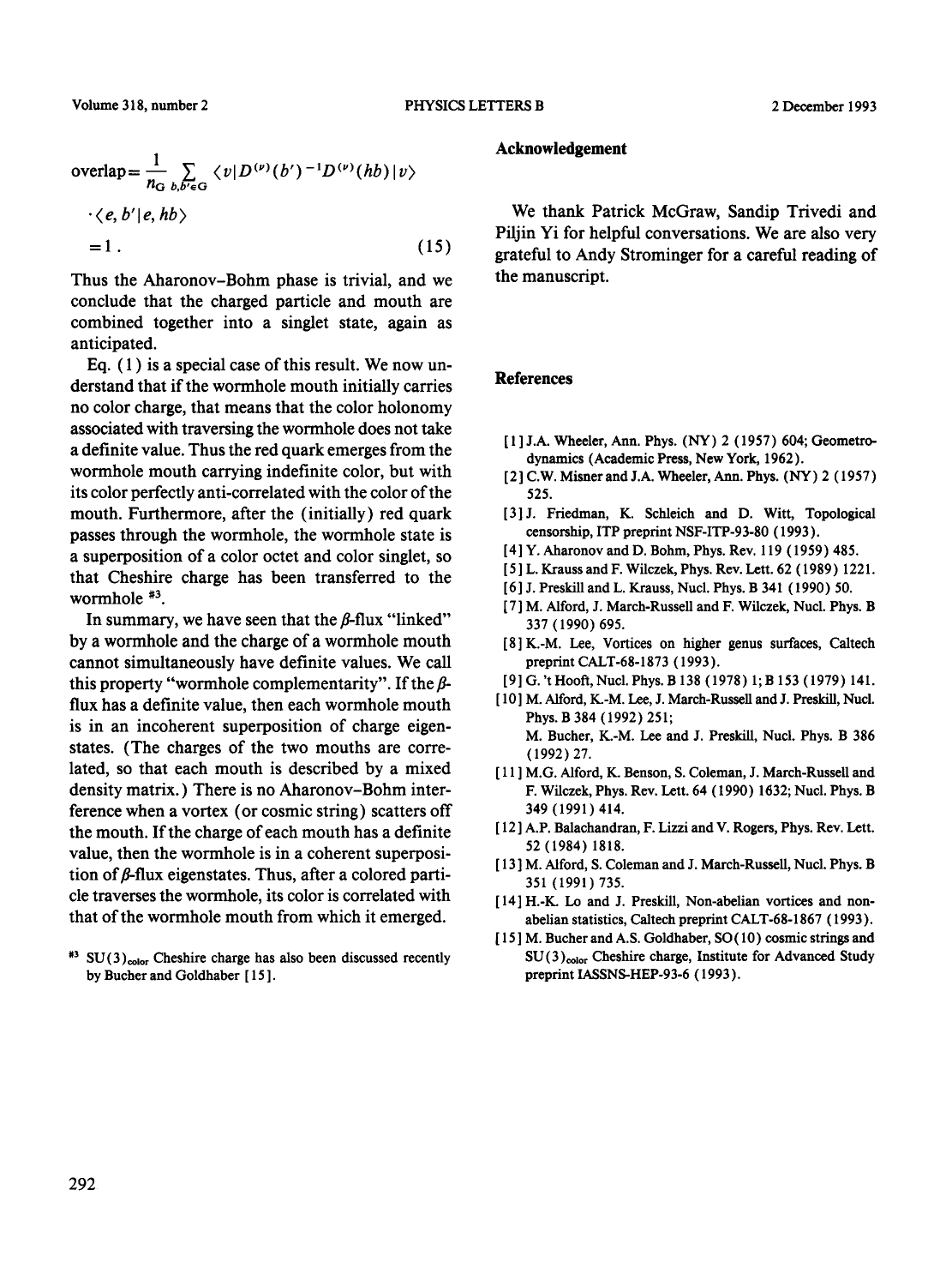$$\text{overlap} = \frac{1}{n_G} \sum_{b,b' \in G} \langle v | D^{(\nu)}(b')^{-1} D^{(\nu)}(hb) | v \rangle \cdot \langle e, b' | e, hb \rangle = 1 \,. \tag{15}$$

Thus the Aharonov–Bohm phase is trivial, and we conclude that the charged particle and mouth are combined together into a singlet state, again as anticipated.

Eq. (1) is a special case of this result. We now understand that if the wormhole mouth initially carries no color charge, that means that the color holonomy associated with traversing the wormhole does not take a definite value. Thus the red quark emerges from the wormhole mouth carrying indefinite color, but with its color perfectly anti-correlated with the color of the mouth. Furthermore, after the (initially) red quark passes through the wormhole, the wormhole state is a superposition of a color octet and color singlet, so that Cheshire charge has been transferred to the wormhole [#3].

In summary, we have seen that the $\beta$-flux "linked" by a wormhole and the charge of a wormhole mouth cannot simultaneously have definite values. We call this property "wormhole complementarity". If the $\beta$-flux has a definite value, then each wormhole mouth is in an incoherent superposition of charge eigenstates. (The charges of the two mouths are correlated, so that each mouth is described by a mixed density matrix.) There is no Aharonov–Bohm interference when a vortex (or cosmic string) scatters off the mouth. If the charge of each mouth has a definite value, then the wormhole is in a coherent superposition of $\beta$-flux eigenstates. Thus, after a colored particle traverses the wormhole, its color is correlated with that of the wormhole mouth from which it emerged.

[#3] $SU(3)_{\text{color}}$ Cheshire charge has also been discussed recently by Bucher and Goldhaber [15].

## Acknowledgement

We thank Patrick McGraw, Sandip Trivedi and Piljin Yi for helpful conversations. We are also very grateful to Andy Strominger for a careful reading of the manuscript.

## References

[1] J.A. Wheeler, Ann. Phys. (NY) 2 (1957) 604; Geometrodynamics (Academic Press, New York, 1962).

[2] C.W. Misner and J.A. Wheeler, Ann. Phys. (NY) 2 (1957) 525.

[3] J. Friedman, K. Schleich and D. Witt, Topological censorship, ITP preprint NSF-ITP-93-80 (1993).

[4] Y. Aharonov and D. Bohm, Phys. Rev. 119 (1959) 485.

[5] L. Krauss and F. Wilczek, Phys. Rev. Lett. 62 (1989) 1221.

[6] J. Preskill and L. Krauss, Nucl. Phys. B 341 (1990) 50.

[7] M. Alford, J. March-Russell and F. Wilczek, Nucl. Phys. B 337 (1990) 695.

[8] K.-M. Lee, Vortices on higher genus surfaces, Caltech preprint CALT-68-1873 (1993).

[9] G. 't Hooft, Nucl. Phys. B 138 (1978) 1; B 153 (1979) 141.

[10] M. Alford, K.-M. Lee, J. March-Russell and J. Preskill, Nucl. Phys. B 384 (1992) 251;
M. Bucher, K.-M. Lee and J. Preskill, Nucl. Phys. B 386 (1992) 27.

[11] M.G. Alford, K. Benson, S. Coleman, J. March-Russell and F. Wilczek, Phys. Rev. Lett. 64 (1990) 1632; Nucl. Phys. B 349 (1991) 414.

[12] A.P. Balachandran, F. Lizzi and V. Rogers, Phys. Rev. Lett. 52 (1984) 1818.

[13] M. Alford, S. Coleman and J. March-Russell, Nucl. Phys. B 351 (1991) 735.

[14] H.-K. Lo and J. Preskill, Non-abelian vortices and non-abelian statistics, Caltech preprint CALT-68-1867 (1993).

[15] M. Bucher and A.S. Goldhaber, SO(10) cosmic strings and $SU(3)_{\text{color}}$ Cheshire charge, Institute for Advanced Study preprint IASSNS-HEP-93-6 (1993).